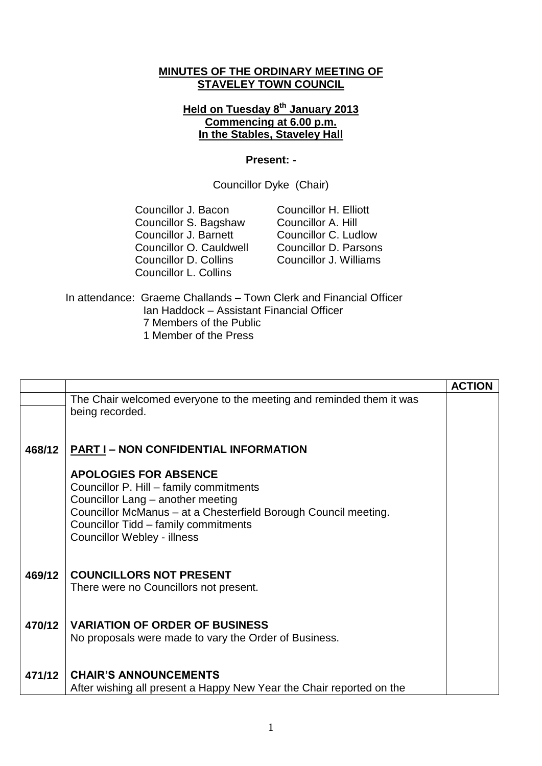**MINUTES OF THE ORDINARY MEETING OF STAVELEY TOWN COUNCIL**

**Held on Tuesday 8th January 2013**
**Commencing at 6.00 p.m.**
**In the Stables, Staveley Hall**

**Present: -**

Councillor Dyke (Chair)

| | |
|---|---|
| Councillor J. Bacon | Councillor H. Elliott |
| Councillor S. Bagshaw | Councillor A. Hill |
| Councillor J. Barnett | Councillor C. Ludlow |
| Councillor O. Cauldwell | Councillor D. Parsons |
| Councillor D. Collins | Councillor J. Williams |
| Councillor L. Collins | |

In attendance: Graeme Challands – Town Clerk and Financial Officer
Ian Haddock – Assistant Financial Officer
7 Members of the Public
1 Member of the Press

| | | ACTION |
|---|---|---|
| | The Chair welcomed everyone to the meeting and reminded them it was being recorded. | |
| 468/12 | **PART I – NON CONFIDENTIAL INFORMATION**<br><br>**APOLOGIES FOR ABSENCE**<br>Councillor P. Hill – family commitments<br>Councillor Lang – another meeting<br>Councillor McManus – at a Chesterfield Borough Council meeting.<br>Councillor Tidd – family commitments<br>Councillor Webley - illness | |
| 469/12 | **COUNCILLORS NOT PRESENT**<br>There were no Councillors not present. | |
| 470/12 | **VARIATION OF ORDER OF BUSINESS**<br>No proposals were made to vary the Order of Business. | |
| 471/12 | **CHAIR'S ANNOUNCEMENTS**<br>After wishing all present a Happy New Year the Chair reported on the | |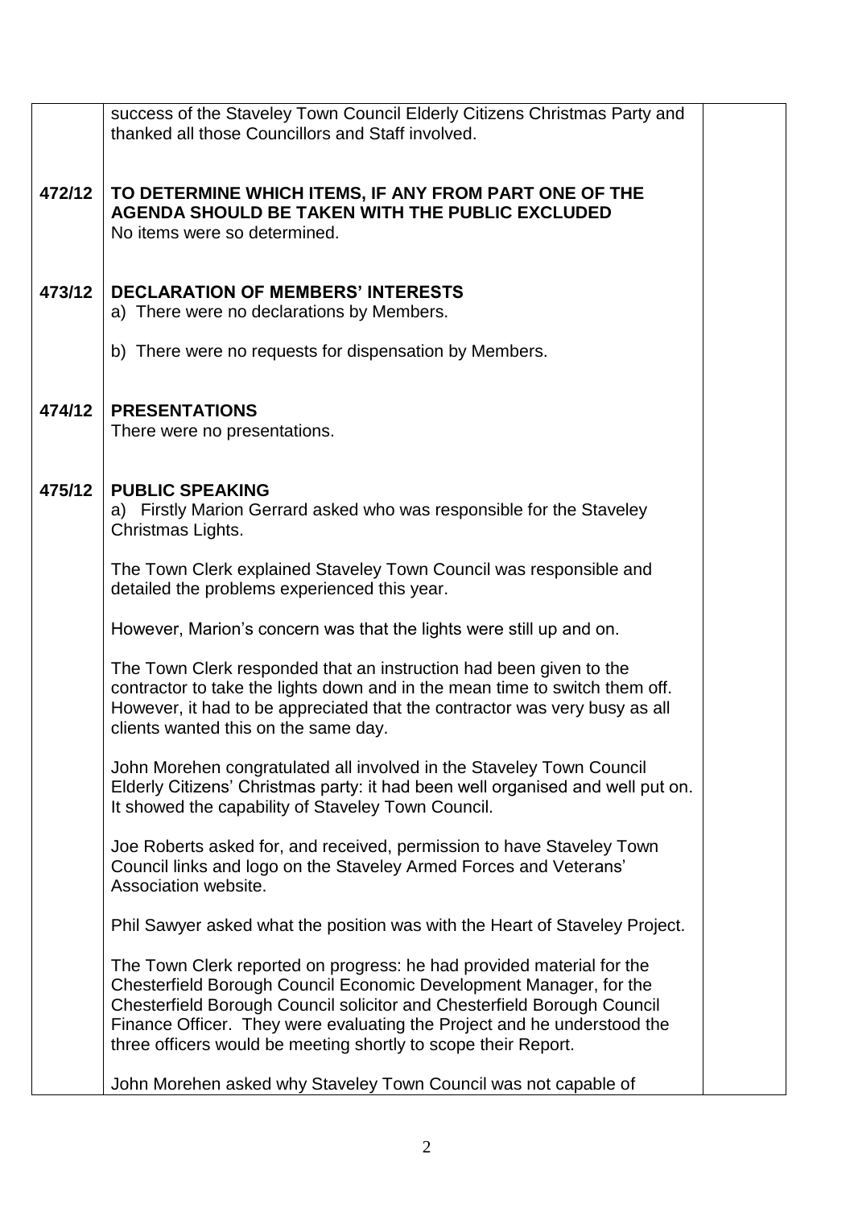| | | |
|---|---|---|
| | success of the Staveley Town Council Elderly Citizens Christmas Party and thanked all those Councillors and Staff involved. | |
| **472/12** | **TO DETERMINE WHICH ITEMS, IF ANY FROM PART ONE OF THE AGENDA SHOULD BE TAKEN WITH THE PUBLIC EXCLUDED**<br>No items were so determined. | |
| **473/12** | **DECLARATION OF MEMBERS' INTERESTS**<br>a) There were no declarations by Members.<br><br>b) There were no requests for dispensation by Members. | |
| **474/12** | **PRESENTATIONS**<br>There were no presentations. | |
| **475/12** | **PUBLIC SPEAKING**<br>a) Firstly Marion Gerrard asked who was responsible for the Staveley Christmas Lights.<br><br>The Town Clerk explained Staveley Town Council was responsible and detailed the problems experienced this year.<br><br>However, Marion's concern was that the lights were still up and on.<br><br>The Town Clerk responded that an instruction had been given to the contractor to take the lights down and in the mean time to switch them off. However, it had to be appreciated that the contractor was very busy as all clients wanted this on the same day.<br><br>John Morehen congratulated all involved in the Staveley Town Council Elderly Citizens' Christmas party: it had been well organised and well put on. It showed the capability of Staveley Town Council.<br><br>Joe Roberts asked for, and received, permission to have Staveley Town Council links and logo on the Staveley Armed Forces and Veterans' Association website.<br><br>Phil Sawyer asked what the position was with the Heart of Staveley Project.<br><br>The Town Clerk reported on progress: he had provided material for the Chesterfield Borough Council Economic Development Manager, for the Chesterfield Borough Council solicitor and Chesterfield Borough Council Finance Officer. They were evaluating the Project and he understood the three officers would be meeting shortly to scope their Report.<br><br>John Morehen asked why Staveley Town Council was not capable of | |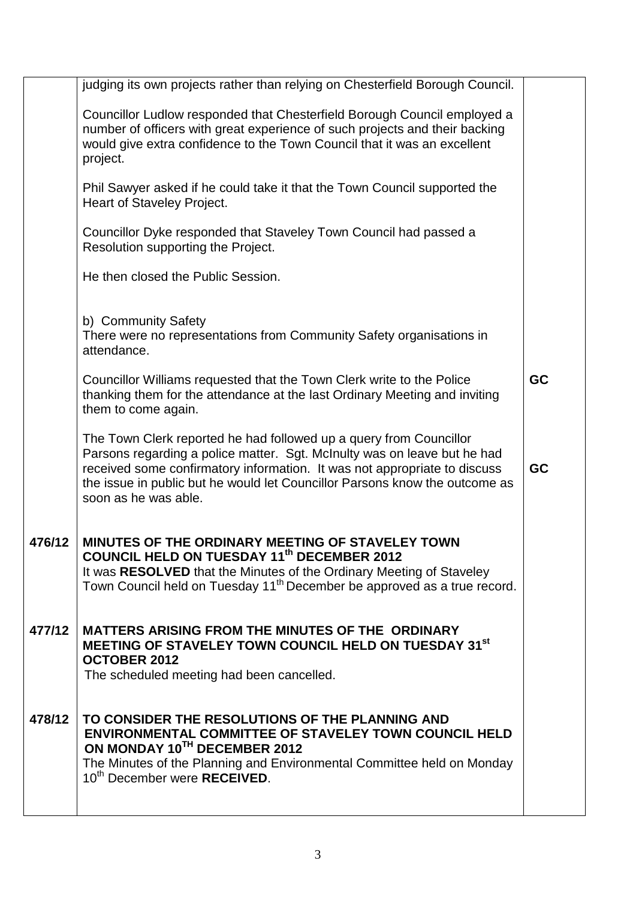| | | |
|---|---|---|
| | judging its own projects rather than relying on Chesterfield Borough Council.<br><br>Councillor Ludlow responded that Chesterfield Borough Council employed a number of officers with great experience of such projects and their backing would give extra confidence to the Town Council that it was an excellent project.<br><br>Phil Sawyer asked if he could take it that the Town Council supported the Heart of Staveley Project.<br><br>Councillor Dyke responded that Staveley Town Council had passed a Resolution supporting the Project.<br><br>He then closed the Public Session.<br><br>b) Community Safety<br>There were no representations from Community Safety organisations in attendance.<br><br>Councillor Williams requested that the Town Clerk write to the Police thanking them for the attendance at the last Ordinary Meeting and inviting them to come again.<br><br>The Town Clerk reported he had followed up a query from Councillor Parsons regarding a police matter. Sgt. McInulty was on leave but he had received some confirmatory information. It was not appropriate to discuss the issue in public but he would let Councillor Parsons know the outcome as soon as he was able. | **GC**<br><br>**GC** |
| **476/12** | **MINUTES OF THE ORDINARY MEETING OF STAVELEY TOWN COUNCIL HELD ON TUESDAY 11th DECEMBER 2012**<br>It was **RESOLVED** that the Minutes of the Ordinary Meeting of Staveley Town Council held on Tuesday 11th December be approved as a true record. | |
| **477/12** | **MATTERS ARISING FROM THE MINUTES OF THE ORDINARY MEETING OF STAVELEY TOWN COUNCIL HELD ON TUESDAY 31st OCTOBER 2012**<br>The scheduled meeting had been cancelled. | |
| **478/12** | **TO CONSIDER THE RESOLUTIONS OF THE PLANNING AND ENVIRONMENTAL COMMITTEE OF STAVELEY TOWN COUNCIL HELD ON MONDAY 10TH DECEMBER 2012**<br>The Minutes of the Planning and Environmental Committee held on Monday 10th December were **RECEIVED**. | |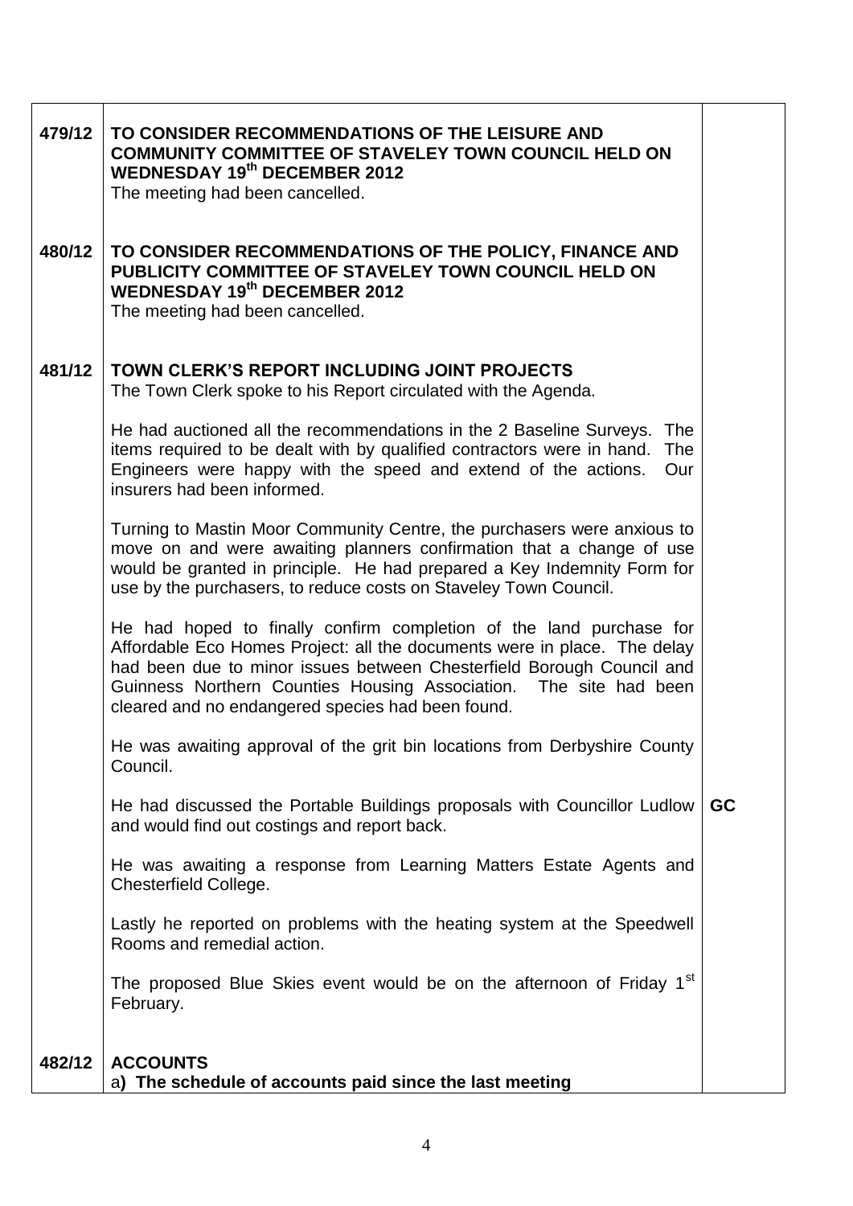| | | |
|---|---|---|
| 479/12 | **TO CONSIDER RECOMMENDATIONS OF THE LEISURE AND COMMUNITY COMMITTEE OF STAVELEY TOWN COUNCIL HELD ON WEDNESDAY 19th DECEMBER 2012**<br>The meeting had been cancelled. | |
| 480/12 | **TO CONSIDER RECOMMENDATIONS OF THE POLICY, FINANCE AND PUBLICITY COMMITTEE OF STAVELEY TOWN COUNCIL HELD ON WEDNESDAY 19th DECEMBER 2012**<br>The meeting had been cancelled. | |
| 481/12 | **TOWN CLERK'S REPORT INCLUDING JOINT PROJECTS**<br>The Town Clerk spoke to his Report circulated with the Agenda.<br><br>He had auctioned all the recommendations in the 2 Baseline Surveys. The items required to be dealt with by qualified contractors were in hand. The Engineers were happy with the speed and extend of the actions. Our insurers had been informed.<br><br>Turning to Mastin Moor Community Centre, the purchasers were anxious to move on and were awaiting planners confirmation that a change of use would be granted in principle. He had prepared a Key Indemnity Form for use by the purchasers, to reduce costs on Staveley Town Council.<br><br>He had hoped to finally confirm completion of the land purchase for Affordable Eco Homes Project: all the documents were in place. The delay had been due to minor issues between Chesterfield Borough Council and Guinness Northern Counties Housing Association. The site had been cleared and no endangered species had been found.<br><br>He was awaiting approval of the grit bin locations from Derbyshire County Council.<br><br>He had discussed the Portable Buildings proposals with Councillor Ludlow and would find out costings and report back.<br><br>He was awaiting a response from Learning Matters Estate Agents and Chesterfield College.<br><br>Lastly he reported on problems with the heating system at the Speedwell Rooms and remedial action.<br><br>The proposed Blue Skies event would be on the afternoon of Friday 1st February. | **GC** |
| 482/12 | **ACCOUNTS**<br>a**) The schedule of accounts paid since the last meeting** | |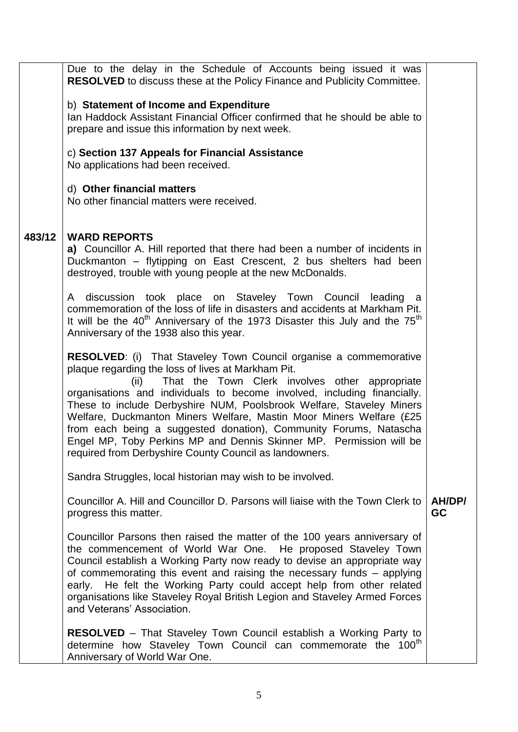| | | |
|---|---|---|
| | Due to the delay in the Schedule of Accounts being issued it was **RESOLVED** to discuss these at the Policy Finance and Publicity Committee.<br><br>b) **Statement of Income and Expenditure**<br>Ian Haddock Assistant Financial Officer confirmed that he should be able to prepare and issue this information by next week.<br><br>c) **Section 137 Appeals for Financial Assistance**<br>No applications had been received.<br><br>d) **Other financial matters**<br>No other financial matters were received. | |
| **483/12** | **WARD REPORTS**<br>**a)** Councillor A. Hill reported that there had been a number of incidents in Duckmanton – flytipping on East Crescent, 2 bus shelters had been destroyed, trouble with young people at the new McDonalds.<br><br>A discussion took place on Staveley Town Council leading a commemoration of the loss of life in disasters and accidents at Markham Pit. It will be the 40th Anniversary of the 1973 Disaster this July and the 75th Anniversary of the 1938 also this year.<br><br>**RESOLVED**: (i) That Staveley Town Council organise a commemorative plaque regarding the loss of lives at Markham Pit.<br>(ii) That the Town Clerk involves other appropriate organisations and individuals to become involved, including financially. These to include Derbyshire NUM, Poolsbrook Welfare, Staveley Miners Welfare, Duckmanton Miners Welfare, Mastin Moor Miners Welfare (£25 from each being a suggested donation), Community Forums, Natascha Engel MP, Toby Perkins MP and Dennis Skinner MP. Permission will be required from Derbyshire County Council as landowners.<br><br>Sandra Struggles, local historian may wish to be involved.<br><br>Councillor A. Hill and Councillor D. Parsons will liaise with the Town Clerk to progress this matter.<br><br>Councillor Parsons then raised the matter of the 100 years anniversary of the commencement of World War One. He proposed Staveley Town Council establish a Working Party now ready to devise an appropriate way of commemorating this event and raising the necessary funds – applying early. He felt the Working Party could accept help from other related organisations like Staveley Royal British Legion and Staveley Armed Forces and Veterans' Association.<br><br>**RESOLVED** – That Staveley Town Council establish a Working Party to determine how Staveley Town Council can commemorate the 100th Anniversary of World War One. | **AH/DP/ GC** |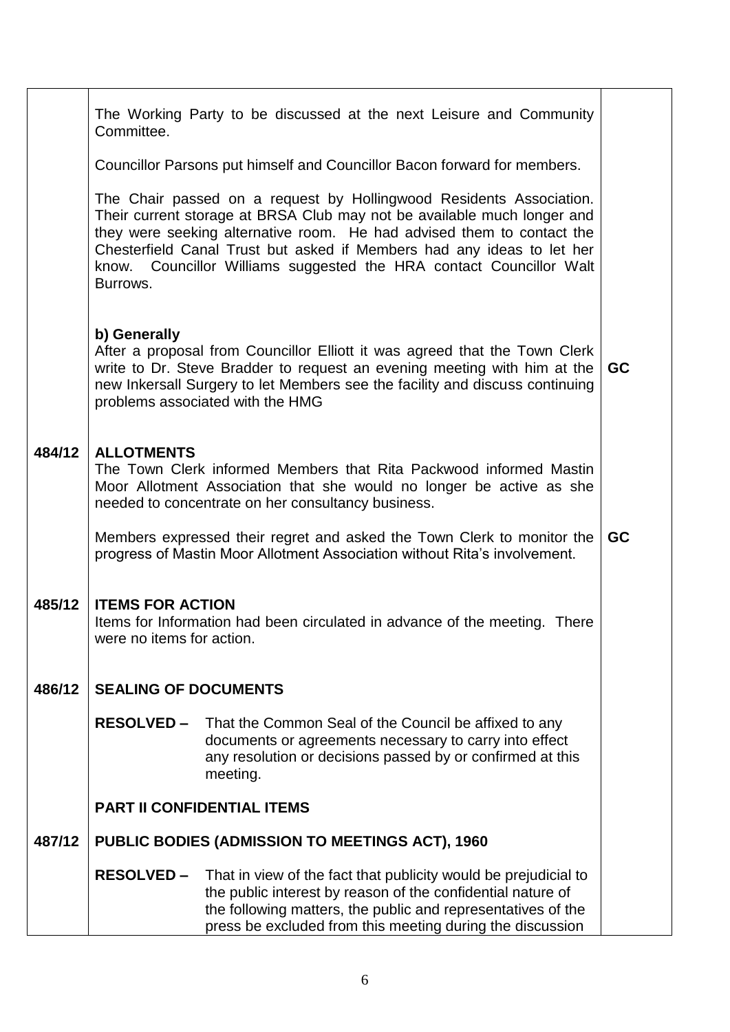| | | |
|---|---|---|
| | The Working Party to be discussed at the next Leisure and Community Committee.<br><br>Councillor Parsons put himself and Councillor Bacon forward for members.<br><br>The Chair passed on a request by Hollingwood Residents Association. Their current storage at BRSA Club may not be available much longer and they were seeking alternative room. He had advised them to contact the Chesterfield Canal Trust but asked if Members had any ideas to let her know. Councillor Williams suggested the HRA contact Councillor Walt Burrows. | |
| | **b) Generally**<br>After a proposal from Councillor Elliott it was agreed that the Town Clerk write to Dr. Steve Bradder to request an evening meeting with him at the new Inkersall Surgery to let Members see the facility and discuss continuing problems associated with the HMG | **GC** |
| **484/12** | **ALLOTMENTS**<br>The Town Clerk informed Members that Rita Packwood informed Mastin Moor Allotment Association that she would no longer be active as she needed to concentrate on her consultancy business. | |
| | Members expressed their regret and asked the Town Clerk to monitor the progress of Mastin Moor Allotment Association without Rita's involvement. | **GC** |
| **485/12** | **ITEMS FOR ACTION**<br>Items for Information had been circulated in advance of the meeting. There were no items for action. | |
| **486/12** | **SEALING OF DOCUMENTS** | |
| | **RESOLVED –** That the Common Seal of the Council be affixed to any documents or agreements necessary to carry into effect any resolution or decisions passed by or confirmed at this meeting. | |
| | **PART II CONFIDENTIAL ITEMS** | |
| **487/12** | **PUBLIC BODIES (ADMISSION TO MEETINGS ACT), 1960** | |
| | **RESOLVED –** That in view of the fact that publicity would be prejudicial to the public interest by reason of the confidential nature of the following matters, the public and representatives of the press be excluded from this meeting during the discussion | |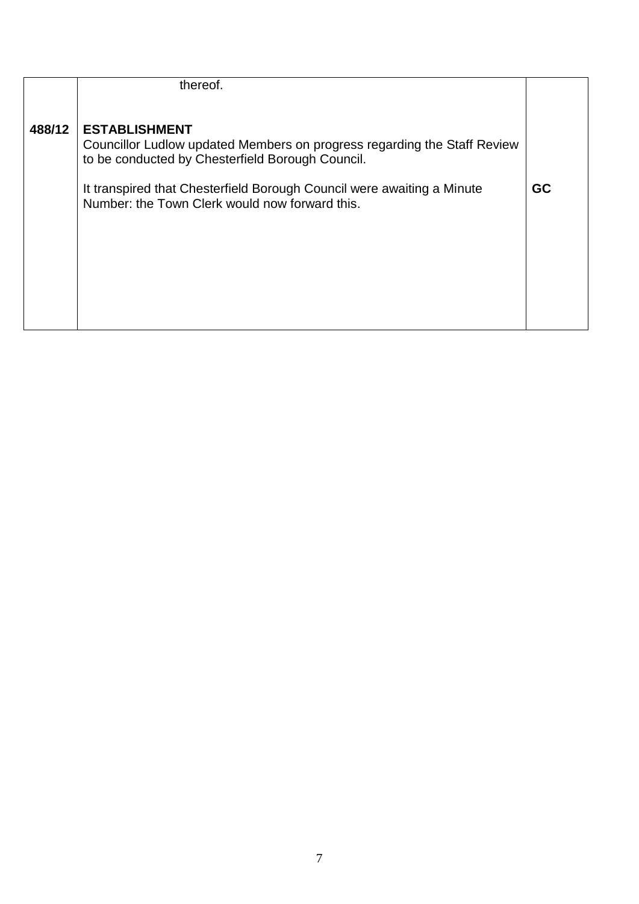| | | |
|---|---|---|
| | thereof. | |
| **488/12** | **ESTABLISHMENT**<br>Councillor Ludlow updated Members on progress regarding the Staff Review to be conducted by Chesterfield Borough Council.<br><br>It transpired that Chesterfield Borough Council were awaiting a Minute Number: the Town Clerk would now forward this. | **GC** |